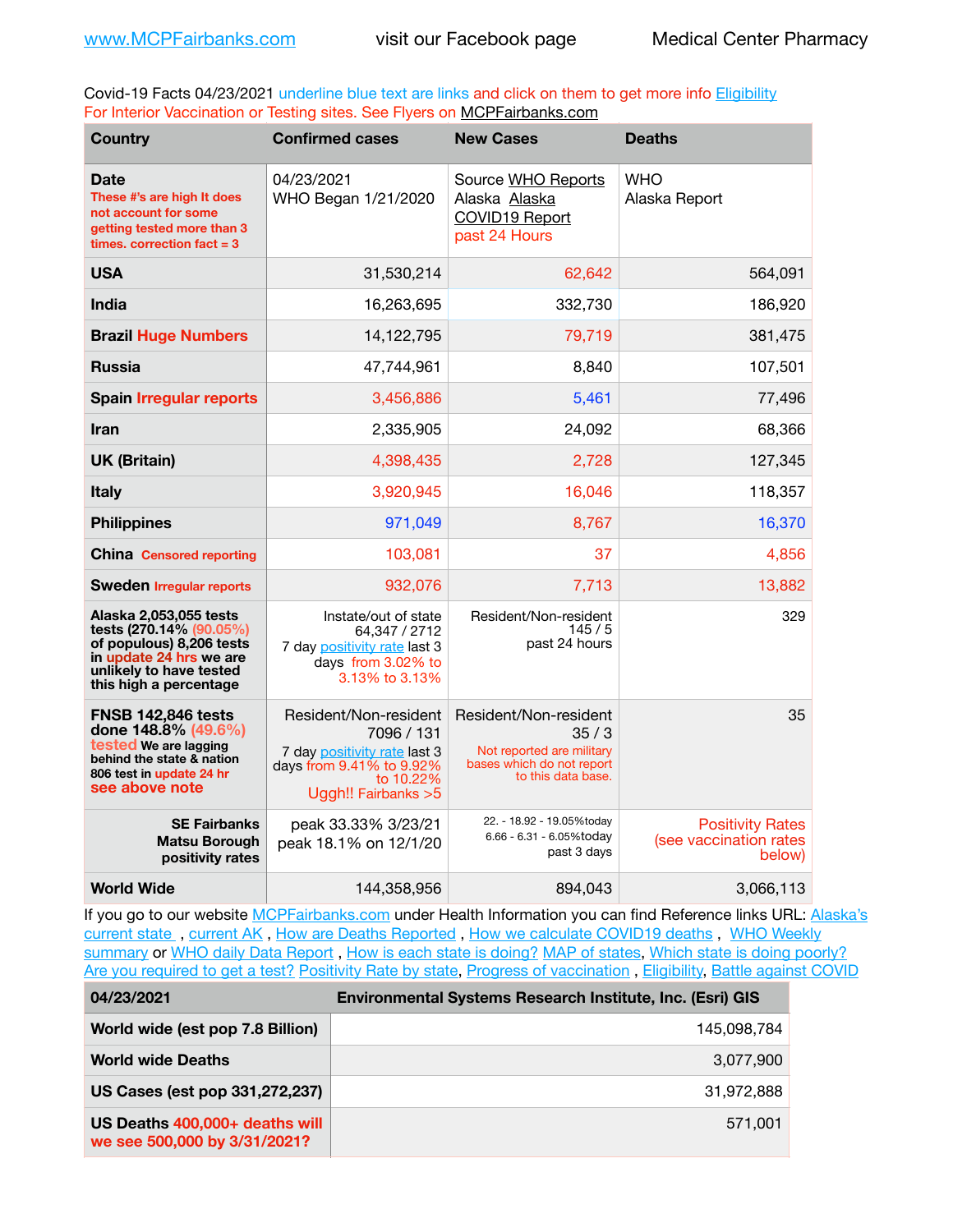www.MCPFairbanks.com visit our Facebook page Medical Center Pharmacy

Covid-19 Facts 04/23/2021 underline blue text are links and click on them to get more info Eligibility
For Interior Vaccination or Testing sites. See Flyers on MCPFairbanks.com

| Country | Confirmed cases | New Cases | Deaths |
|---|---|---|---|
| **Date** These #'s are high It does not account for some getting tested more than 3 times. correction fact = 3 | 04/23/2021 WHO Began 1/21/2020 | Source WHO Reports Alaska Alaska COVID19 Report past 24 Hours | WHO Alaska Report |
| **USA** | 31,530,214 | 62,642 | 564,091 |
| **India** | 16,263,695 | 332,730 | 186,920 |
| **Brazil** Huge Numbers | 14,122,795 | 79,719 | 381,475 |
| **Russia** | 47,744,961 | 8,840 | 107,501 |
| **Spain** Irregular reports | 3,456,886 | 5,461 | 77,496 |
| **Iran** | 2,335,905 | 24,092 | 68,366 |
| **UK (Britain)** | 4,398,435 | 2,728 | 127,345 |
| **Italy** | 3,920,945 | 16,046 | 118,357 |
| **Philippines** | 971,049 | 8,767 | 16,370 |
| **China** Censored reporting | 103,081 | 37 | 4,856 |
| **Sweden** Irregular reports | 932,076 | 7,713 | 13,882 |
| **Alaska 2,053,055 tests tests (270.14% (90.05%) of populous) 8,206 tests in update 24 hrs we are unlikely to have tested this high a percentage** | Instate/out of state 64,347 / 2712 7 day positivity rate last 3 days from 3.02% to 3.13% to 3.13% | Resident/Non-resident 145 / 5 past 24 hours | 329 |
| **FNSB 142,846 tests done 148.8% (49.6%) tested We are lagging behind the state & nation 806 test in update 24 hr see above note** | Resident/Non-resident 7096 / 131 7 day positivity rate last 3 days from 9.41% to 9.92% to 10.22% Uggh!! Fairbanks >5 | Resident/Non-resident 35 / 3 Not reported are military bases which do not report to this data base. | 35 |
| **SE Fairbanks Matsu Borough positivity rates** | peak 33.33% 3/23/21 peak 18.1% on 12/1/20 | 22. - 18.92 - 19.05%today 6.66 - 6.31 - 6.05%today past 3 days | Positivity Rates (see vaccination rates below) |
| **World Wide** | 144,358,956 | 894,043 | 3,066,113 |

If you go to our website MCPFairbanks.com under Health Information you can find Reference links URL: Alaska's current state , current AK , How are Deaths Reported , How we calculate COVID19 deaths , WHO Weekly summary or WHO daily Data Report , How is each state is doing? MAP of states, Which state is doing poorly? Are you required to get a test? Positivity Rate by state, Progress of vaccination , Eligibility, Battle against COVID

| 04/23/2021 | Environmental Systems Research Institute, Inc. (Esri) GIS |
|---|---|
| **World wide (est pop 7.8 Billion)** | 145,098,784 |
| **World wide Deaths** | 3,077,900 |
| **US Cases (est pop 331,272,237)** | 31,972,888 |
| **US Deaths** 400,000+ deaths will we see 500,000 by 3/31/2021? | 571,001 |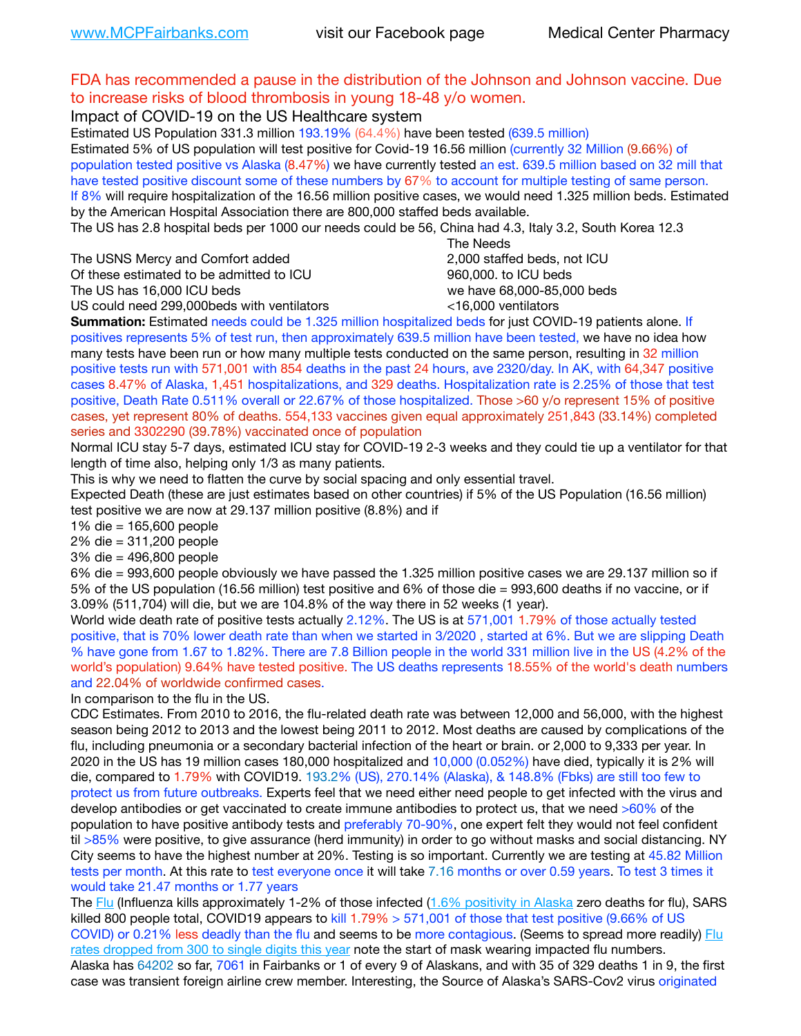FDA has recommended a pause in the distribution of the Johnson and Johnson vaccine. Due to increase risks of blood thrombosis in young 18-48 y/o women.

Impact of COVID-19 on the US Healthcare system

Estimated US Population 331.3 million 193.19% (64.4%) have been tested (639.5 million)

Estimated 5% of US population will test positive for Covid-19 16.56 million (currently 32 Million (9.66%) of population tested positive vs Alaska (8.47%) we have currently tested an est. 639.5 million based on 32 mill that have tested positive discount some of these numbers by 67% to account for multiple testing of same person. If 8% will require hospitalization of the 16.56 million positive cases, we would need 1.325 million beds. Estimated by the American Hospital Association there are 800,000 staffed beds available.

The US has 2.8 hospital beds per 1000 our needs could be 56, China had 4.3, Italy 3.2, South Korea 12.3

| | The Needs |
|---|---|
| The USNS Mercy and Comfort added | 2,000 staffed beds, not ICU |
| Of these estimated to be admitted to ICU | 960,000. to ICU beds |
| The US has 16,000 ICU beds | we have 68,000-85,000 beds |
| US could need 299,000beds with ventilators | <16,000 ventilators |

**Summation:** Estimated needs could be 1.325 million hospitalized beds for just COVID-19 patients alone. If positives represents 5% of test run, then approximately 639.5 million have been tested, we have no idea how many tests have been run or how many multiple tests conducted on the same person, resulting in 32 million positive tests run with 571,001 with 854 deaths in the past 24 hours, ave 2320/day. In AK, with 64,347 positive cases 8.47% of Alaska, 1,451 hospitalizations, and 329 deaths. Hospitalization rate is 2.25% of those that test positive, Death Rate 0.511% overall or 22.67% of those hospitalized. Those >60 y/o represent 15% of positive cases, yet represent 80% of deaths. 554,133 vaccines given equal approximately 251,843 (33.14%) completed series and 3302290 (39.78%) vaccinated once of population

Normal ICU stay 5-7 days, estimated ICU stay for COVID-19 2-3 weeks and they could tie up a ventilator for that length of time also, helping only 1/3 as many patients.

This is why we need to flatten the curve by social spacing and only essential travel.

Expected Death (these are just estimates based on other countries) if 5% of the US Population (16.56 million) test positive we are now at 29.137 million positive (8.8%) and if

1% die = 165,600 people
2% die = 311,200 people
3% die = 496,800 people
6% die = 993,600 people obviously we have passed the 1.325 million positive cases we are 29.137 million so if 5% of the US population (16.56 million) test positive and 6% of those die = 993,600 deaths if no vaccine, or if 3.09% (511,704) will die, but we are 104.8% of the way there in 52 weeks (1 year).

World wide death rate of positive tests actually 2.12%. The US is at 571,001 1.79% of those actually tested positive, that is 70% lower death rate than when we started in 3/2020 , started at 6%. But we are slipping Death % have gone from 1.67 to 1.82%. There are 7.8 Billion people in the world 331 million live in the US (4.2% of the world's population) 9.64% have tested positive. The US deaths represents 18.55% of the world's death numbers and 22.04% of worldwide confirmed cases.

In comparison to the flu in the US.

CDC Estimates. From 2010 to 2016, the flu-related death rate was between 12,000 and 56,000, with the highest season being 2012 to 2013 and the lowest being 2011 to 2012. Most deaths are caused by complications of the flu, including pneumonia or a secondary bacterial infection of the heart or brain. or 2,000 to 9,333 per year. In 2020 in the US has 19 million cases 180,000 hospitalized and 10,000 (0.052%) have died, typically it is 2% will die, compared to 1.79% with COVID19. 193.2% (US), 270.14% (Alaska), & 148.8% (Fbks) are still too few to protect us from future outbreaks. Experts feel that we need either need people to get infected with the virus and develop antibodies or get vaccinated to create immune antibodies to protect us, that we need >60% of the population to have positive antibody tests and preferably 70-90%, one expert felt they would not feel confident til >85% were positive, to give assurance (herd immunity) in order to go without masks and social distancing. NY City seems to have the highest number at 20%. Testing is so important. Currently we are testing at 45.82 Million tests per month. At this rate to test everyone once it will take 7.16 months or over 0.59 years. To test 3 times it would take 21.47 months or 1.77 years

The Flu (Influenza kills approximately 1-2% of those infected (1.6% positivity in Alaska zero deaths for flu), SARS killed 800 people total, COVID19 appears to kill 1.79% > 571,001 of those that test positive (9.66% of US COVID) or 0.21% less deadly than the flu and seems to be more contagious. (Seems to spread more readily) Flu rates dropped from 300 to single digits this year note the start of mask wearing impacted flu numbers.

Alaska has 64202 so far, 7061 in Fairbanks or 1 of every 9 of Alaskans, and with 35 of 329 deaths 1 in 9, the first case was transient foreign airline crew member. Interesting, the Source of Alaska's SARS-Cov2 virus originated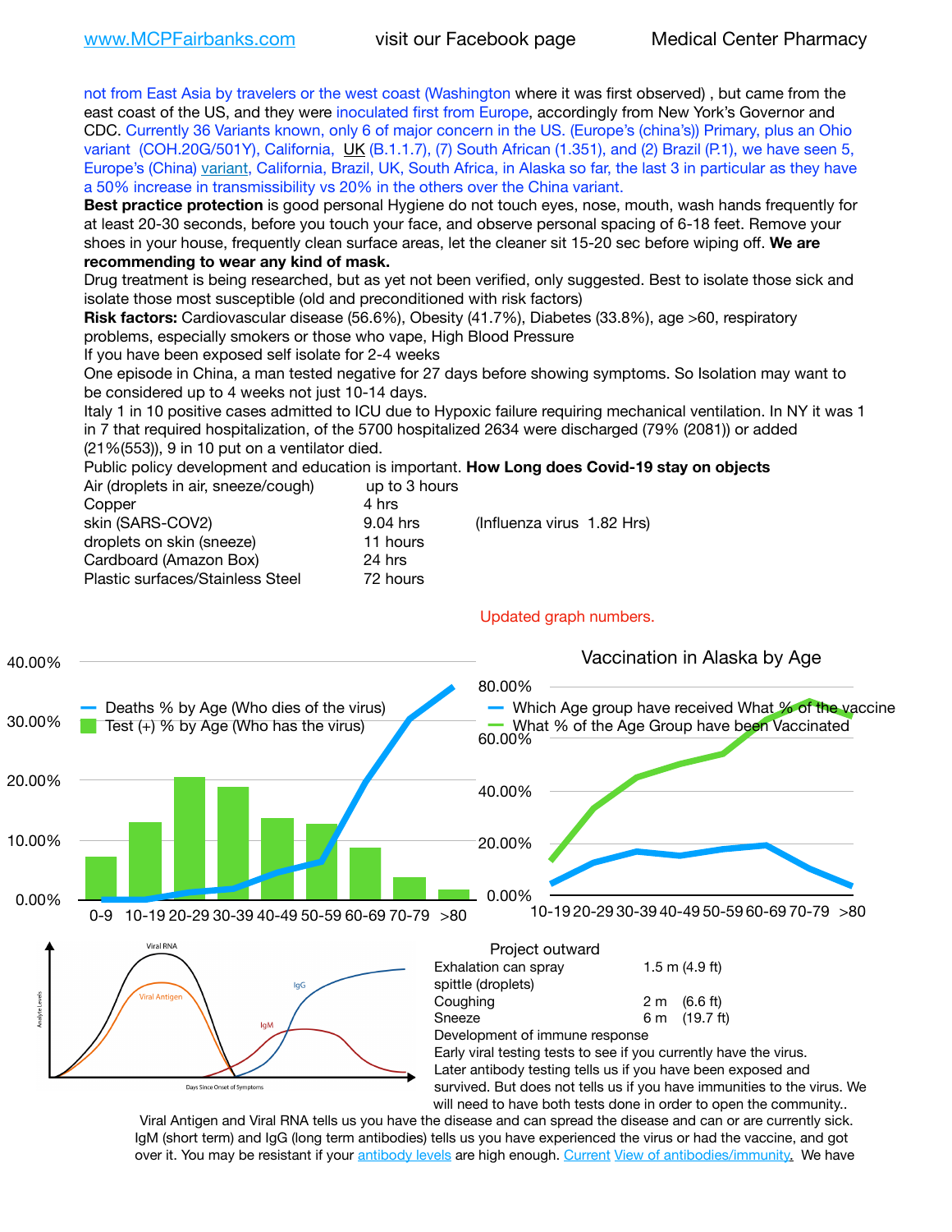not from East Asia by travelers or the west coast (Washington where it was first observed) , but came from the east coast of the US, and they were inoculated first from Europe, accordingly from New York's Governor and CDC. Currently 36 Variants known, only 6 of major concern in the US. (Europe's (china's)) Primary, plus an Ohio variant (COH.20G/501Y), California, UK (B.1.1.7), (7) South African (1.351), and (2) Brazil (P.1), we have seen 5, Europe's (China) variant, California, Brazil, UK, South Africa, in Alaska so far, the last 3 in particular as they have a 50% increase in transmissibility vs 20% in the others over the China variant.

**Best practice protection** is good personal Hygiene do not touch eyes, nose, mouth, wash hands frequently for at least 20-30 seconds, before you touch your face, and observe personal spacing of 6-18 feet. Remove your shoes in your house, frequently clean surface areas, let the cleaner sit 15-20 sec before wiping off. **We are recommending to wear any kind of mask.**

Drug treatment is being researched, but as yet not been verified, only suggested. Best to isolate those sick and isolate those most susceptible (old and preconditioned with risk factors)

**Risk factors:** Cardiovascular disease (56.6%), Obesity (41.7%), Diabetes (33.8%), age >60, respiratory problems, especially smokers or those who vape, High Blood Pressure

If you have been exposed self isolate for 2-4 weeks

One episode in China, a man tested negative for 27 days before showing symptoms. So Isolation may want to be considered up to 4 weeks not just 10-14 days.

Italy 1 in 10 positive cases admitted to ICU due to Hypoxic failure requiring mechanical ventilation. In NY it was 1 in 7 that required hospitalization, of the 5700 hospitalized 2634 were discharged (79% (2081)) or added (21%(553)), 9 in 10 put on a ventilator died.

Public policy development and education is important. **How Long does Covid-19 stay on objects**

| | | |
|---|---|---|
| Air (droplets in air, sneeze/cough) | up to 3 hours | |
| Copper | 4 hrs | |
| skin (SARS-COV2) | 9.04 hrs | (Influenza virus 1.82 Hrs) |
| droplets on skin (sneeze) | 11 hours | |
| Cardboard (Amazon Box) | 24 hrs | |
| Plastic surfaces/Stainless Steel | 72 hours | |

Updated graph numbers.

Project outward

| | |
|---|---|
| Exhalation can spray spittle (droplets) | 1.5 m (4.9 ft) |
| Coughing | 2 m (6.6 ft) |
| Sneeze | 6 m (19.7 ft) |

Development of immune response

Early viral testing tests to see if you currently have the virus.

Later antibody testing tells us if you have been exposed and survived. But does not tells us if you have immunities to the virus. We will need to have both tests done in order to open the community..

Viral Antigen and Viral RNA tells us you have the disease and can spread the disease and can or are currently sick. IgM (short term) and IgG (long term antibodies) tells us you have experienced the virus or had the vaccine, and got over it. You may be resistant if your antibody levels are high enough. Current View of antibodies/immunity. We have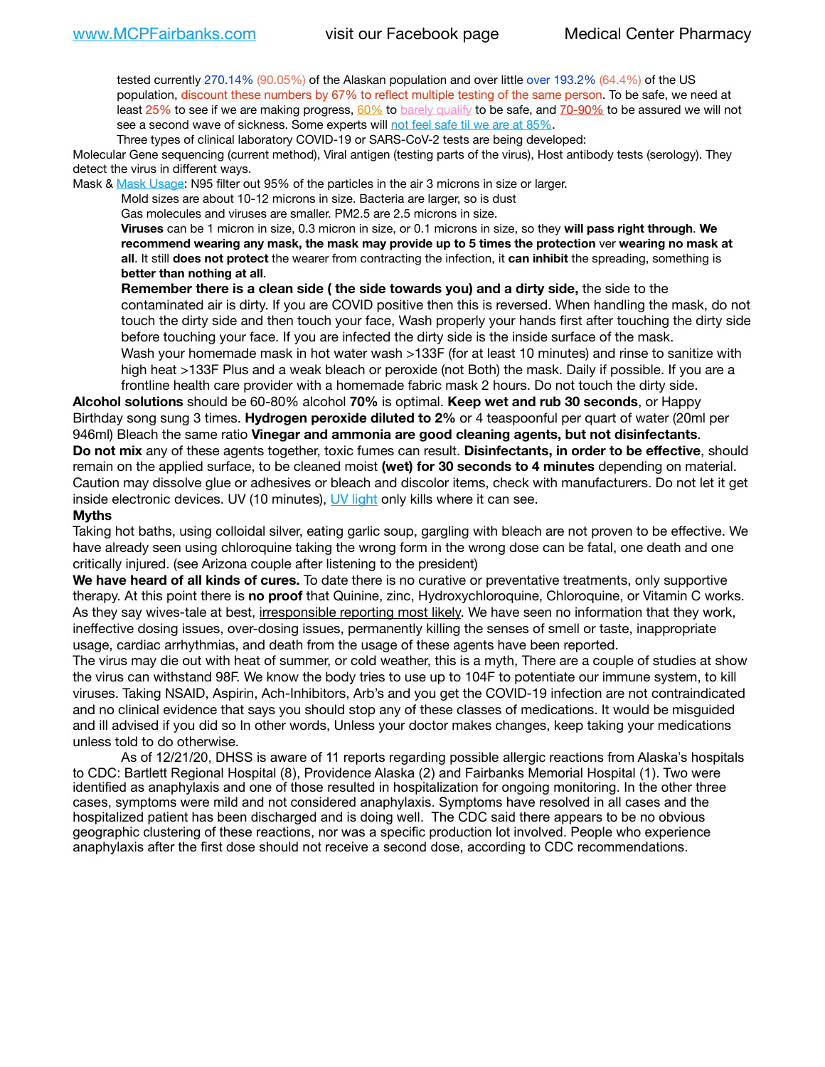tested currently 270.14% (90.05%) of the Alaskan population and over little over 193.2% (64.4%) of the US population, discount these numbers by 67% to reflect multiple testing of the same person. To be safe, we need at least 25% to see if we are making progress, 60% to barely qualify to be safe, and 70-90% to be assured we will not see a second wave of sickness. Some experts will not feel safe til we are at 85%.

Three types of clinical laboratory COVID-19 or SARS-CoV-2 tests are being developed:

Molecular Gene sequencing (current method), Viral antigen (testing parts of the virus), Host antibody tests (serology). They detect the virus in different ways.

Mask & Mask Usage: N95 filter out 95% of the particles in the air 3 microns in size or larger.

Mold sizes are about 10-12 microns in size. Bacteria are larger, so is dust

Gas molecules and viruses are smaller. PM2.5 are 2.5 microns in size.

**Viruses** can be 1 micron in size, 0.3 micron in size, or 0.1 microns in size, so they **will pass right through**. **We recommend wearing any mask, the mask may provide up to 5 times the protection** ver **wearing no mask at all**. It still **does not protect** the wearer from contracting the infection, it **can inhibit** the spreading, something is **better than nothing at all**.

**Remember there is a clean side ( the side towards you) and a dirty side,** the side to the contaminated air is dirty. If you are COVID positive then this is reversed. When handling the mask, do not touch the dirty side and then touch your face, Wash properly your hands first after touching the dirty side before touching your face. If you are infected the dirty side is the inside surface of the mask.

Wash your homemade mask in hot water wash >133F (for at least 10 minutes) and rinse to sanitize with high heat >133F Plus and a weak bleach or peroxide (not Both) the mask. Daily if possible. If you are a frontline health care provider with a homemade fabric mask 2 hours. Do not touch the dirty side.

**Alcohol solutions** should be 60-80% alcohol **70%** is optimal. **Keep wet and rub 30 seconds**, or Happy Birthday song sung 3 times. **Hydrogen peroxide diluted to 2%** or 4 teaspoonful per quart of water (20ml per 946ml) Bleach the same ratio **Vinegar and ammonia are good cleaning agents, but not disinfectants**. **Do not mix** any of these agents together, toxic fumes can result. **Disinfectants, in order to be effective**, should remain on the applied surface, to be cleaned moist **(wet) for 30 seconds to 4 minutes** depending on material. Caution may dissolve glue or adhesives or bleach and discolor items, check with manufacturers. Do not let it get inside electronic devices. UV (10 minutes), UV light only kills where it can see.

**Myths**

Taking hot baths, using colloidal silver, eating garlic soup, gargling with bleach are not proven to be effective. We have already seen using chloroquine taking the wrong form in the wrong dose can be fatal, one death and one critically injured. (see Arizona couple after listening to the president)

**We have heard of all kinds of cures.** To date there is no curative or preventative treatments, only supportive therapy. At this point there is **no proof** that Quinine, zinc, Hydroxychloroquine, Chloroquine, or Vitamin C works. As they say wives-tale at best, irresponsible reporting most likely. We have seen no information that they work, ineffective dosing issues, over-dosing issues, permanently killing the senses of smell or taste, inappropriate usage, cardiac arrhythmias, and death from the usage of these agents have been reported.

The virus may die out with heat of summer, or cold weather, this is a myth, There are a couple of studies at show the virus can withstand 98F. We know the body tries to use up to 104F to potentiate our immune system, to kill viruses. Taking NSAID, Aspirin, Ach-Inhibitors, Arb's and you get the COVID-19 infection are not contraindicated and no clinical evidence that says you should stop any of these classes of medications. It would be misguided and ill advised if you did so In other words, Unless your doctor makes changes, keep taking your medications unless told to do otherwise.

As of 12/21/20, DHSS is aware of 11 reports regarding possible allergic reactions from Alaska's hospitals to CDC: Bartlett Regional Hospital (8), Providence Alaska (2) and Fairbanks Memorial Hospital (1). Two were identified as anaphylaxis and one of those resulted in hospitalization for ongoing monitoring. In the other three cases, symptoms were mild and not considered anaphylaxis. Symptoms have resolved in all cases and the hospitalized patient has been discharged and is doing well. The CDC said there appears to be no obvious geographic clustering of these reactions, nor was a specific production lot involved. People who experience anaphylaxis after the first dose should not receive a second dose, according to CDC recommendations.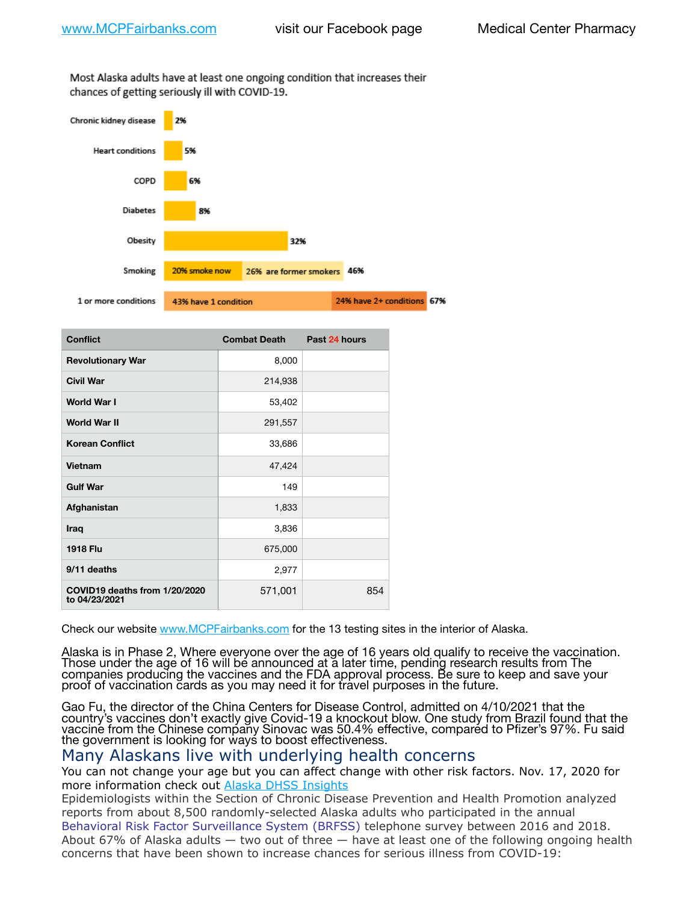Most Alaska adults have at least one ongoing condition that increases their chances of getting seriously ill with COVID-19.

| Condition | Percent |
|---|---|
| Chronic kidney disease | 2% |
| Heart conditions | 5% |
| COPD | 6% |
| Diabetes | 8% |
| Obesity | 32% |
| Smoking | 20% smoke now; 26% are former smokers; 46% |
| 1 or more conditions | 43% have 1 condition; 24% have 2+ conditions; 67% |

| Conflict | Combat Death | Past 24 hours |
|---|---|---|
| Revolutionary War | 8,000 | |
| Civil War | 214,938 | |
| World War I | 53,402 | |
| World War II | 291,557 | |
| Korean Conflict | 33,686 | |
| Vietnam | 47,424 | |
| Gulf War | 149 | |
| Afghanistan | 1,833 | |
| Iraq | 3,836 | |
| 1918 Flu | 675,000 | |
| 9/11 deaths | 2,977 | |
| COVID19 deaths from 1/20/2020 to 04/23/2021 | 571,001 | 854 |

Check our website www.MCPFairbanks.com for the 13 testing sites in the interior of Alaska.

Alaska is in Phase 2, Where everyone over the age of 16 years old qualify to receive the vaccination. Those under the age of 16 will be announced at a later time, pending research results from The companies producing the vaccines and the FDA approval process. Be sure to keep and save your proof of vaccination cards as you may need it for travel purposes in the future.

Gao Fu, the director of the China Centers for Disease Control, admitted on 4/10/2021 that the country's vaccines don't exactly give Covid-19 a knockout blow. One study from Brazil found that the vaccine from the Chinese company Sinovac was 50.4% effective, compared to Pfizer's 97%. Fu said the government is looking for ways to boost effectiveness.

## Many Alaskans live with underlying health concerns

You can not change your age but you can affect change with other risk factors. Nov. 17, 2020 for more information check out Alaska DHSS Insights

Epidemiologists within the Section of Chronic Disease Prevention and Health Promotion analyzed reports from about 8,500 randomly-selected Alaska adults who participated in the annual Behavioral Risk Factor Surveillance System (BRFSS) telephone survey between 2016 and 2018. About 67% of Alaska adults — two out of three — have at least one of the following ongoing health concerns that have been shown to increase chances for serious illness from COVID-19: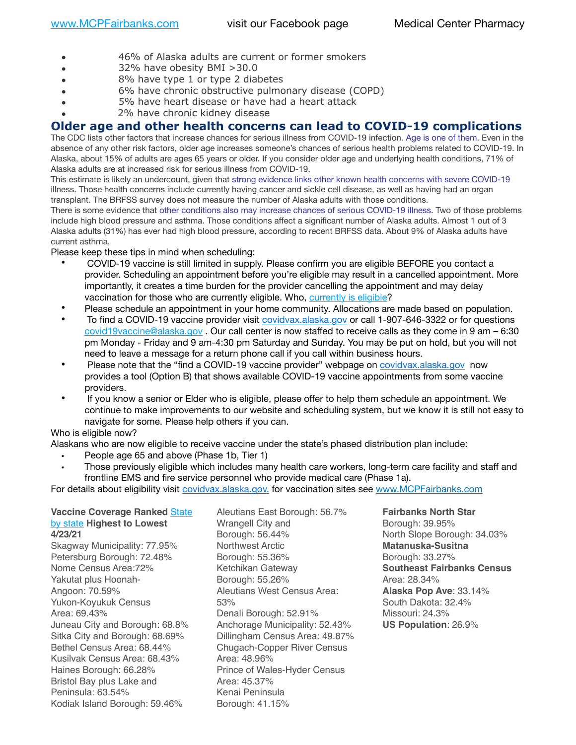- 46% of Alaska adults are current or former smokers
- 32% have obesity BMI >30.0
- 8% have type 1 or type 2 diabetes
- 6% have chronic obstructive pulmonary disease (COPD)
- 5% have heart disease or have had a heart attack
- 2% have chronic kidney disease

## Older age and other health concerns can lead to COVID-19 complications

The CDC lists other factors that increase chances for serious illness from COVID-19 infection. Age is one of them. Even in the absence of any other risk factors, older age increases someone's chances of serious health problems related to COVID-19. In Alaska, about 15% of adults are ages 65 years or older. If you consider older age and underlying health conditions, 71% of Alaska adults are at increased risk for serious illness from COVID-19.

This estimate is likely an undercount, given that strong evidence links other known health concerns with severe COVID-19 illness. Those health concerns include currently having cancer and sickle cell disease, as well as having had an organ transplant. The BRFSS survey does not measure the number of Alaska adults with those conditions.

There is some evidence that other conditions also may increase chances of serious COVID-19 illness. Two of those problems include high blood pressure and asthma. Those conditions affect a significant number of Alaska adults. Almost 1 out of 3 Alaska adults (31%) has ever had high blood pressure, according to recent BRFSS data. About 9% of Alaska adults have current asthma.

Please keep these tips in mind when scheduling:

- COVID-19 vaccine is still limited in supply. Please confirm you are eligible BEFORE you contact a provider. Scheduling an appointment before you're eligible may result in a cancelled appointment. More importantly, it creates a time burden for the provider cancelling the appointment and may delay vaccination for those who are currently eligible. Who, currently is eligible?
- Please schedule an appointment in your home community. Allocations are made based on population.
- To find a COVID-19 vaccine provider visit covidvax.alaska.gov or call 1-907-646-3322 or for questions covid19vaccine@alaska.gov . Our call center is now staffed to receive calls as they come in 9 am – 6:30 pm Monday - Friday and 9 am-4:30 pm Saturday and Sunday. You may be put on hold, but you will not need to leave a message for a return phone call if you call within business hours.
- Please note that the "find a COVID-19 vaccine provider" webpage on covidvax.alaska.gov now provides a tool (Option B) that shows available COVID-19 vaccine appointments from some vaccine providers.
- If you know a senior or Elder who is eligible, please offer to help them schedule an appointment. We continue to make improvements to our website and scheduling system, but we know it is still not easy to navigate for some. Please help others if you can.

Who is eligible now?

Alaskans who are now eligible to receive vaccine under the state's phased distribution plan include:

- People age 65 and above (Phase 1b, Tier 1)
- Those previously eligible which includes many health care workers, long-term care facility and staff and frontline EMS and fire service personnel who provide medical care (Phase 1a).

For details about eligibility visit covidvax.alaska.gov. for vaccination sites see www.MCPFairbanks.com

**Vaccine Coverage Ranked State by state Highest to Lowest 4/23/21**

Skagway Municipality: 77.95%
Petersburg Borough: 72.48%
Nome Census Area:72%
Yakutat plus Hoonah-Angoon: 70.59%
Yukon-Koyukuk Census Area: 69.43%
Juneau City and Borough: 68.8%
Sitka City and Borough: 68.69%
Bethel Census Area: 68.44%
Kusilvak Census Area: 68.43%
Haines Borough: 66.28%
Bristol Bay plus Lake and Peninsula: 63.54%
Kodiak Island Borough: 59.46%
Aleutians East Borough: 56.7%
Wrangell City and Borough: 56.44%
Northwest Arctic Borough: 55.36%
Ketchikan Gateway Borough: 55.26%
Aleutians West Census Area: 53%
Denali Borough: 52.91%
Anchorage Municipality: 52.43%
Dillingham Census Area: 49.87%
Chugach-Copper River Census Area: 48.96%
Prince of Wales-Hyder Census Area: 45.37%
Kenai Peninsula Borough: 41.15%
**Fairbanks North Star** Borough: 39.95%
North Slope Borough: 34.03%
**Matanuska-Susitna** Borough: 33.27%
**Southeast Fairbanks Census** Area: 28.34%
**Alaska Pop Ave**: 33.14%
South Dakota: 32.4%
Missouri: 24.3%
**US Population**: 26.9%